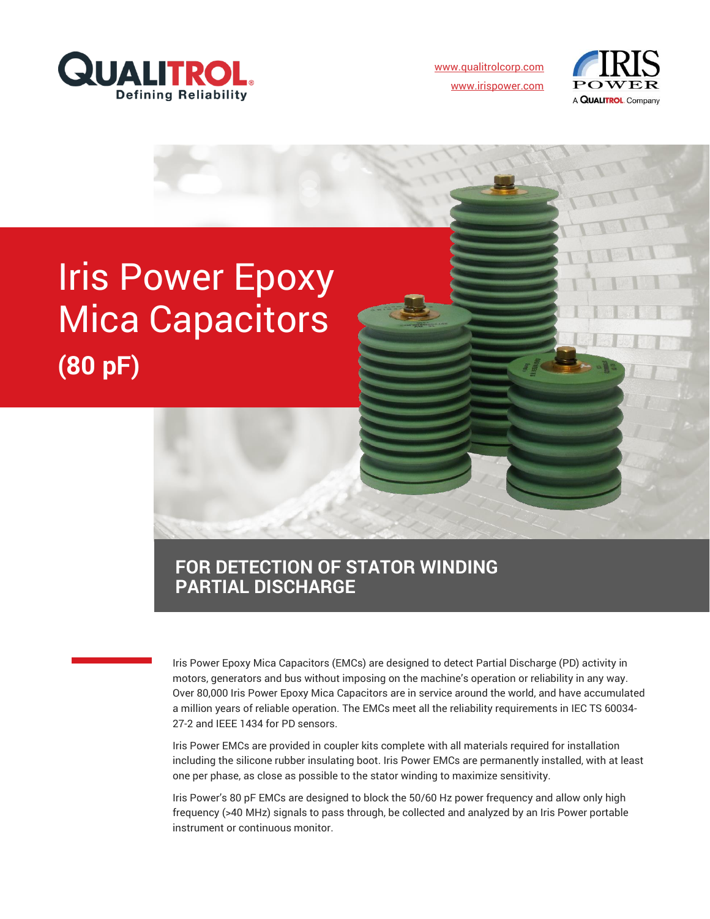www.qualitrolcorp.com

www.irispower.com

# Iris Power Epoxy Mica Capacitors

## (80 pF)

## FOR DETECTION OF STATOR WINDING PARTIAL DISCHARGE

Iris Power Epoxy Mica Capacitors (EMCs) are designed to detect Partial Discharge (PD) activity in motors, generators and bus without imposing on the machine's operation or reliability in any way. Over 80,000 Iris Power Epoxy Mica Capacitors are in service around the world, and have accumulated a million years of reliable operation. The EMCs meet all the reliability requirements in IEC TS 60034-27-2 and IEEE 1434 for PD sensors.

Iris Power EMCs are provided in coupler kits complete with all materials required for installation including the silicone rubber insulating boot. Iris Power EMCs are permanently installed, with at least one per phase, as close as possible to the stator winding to maximize sensitivity.

Iris Power's 80 pF EMCs are designed to block the 50/60 Hz power frequency and allow only high frequency (>40 MHz) signals to pass through, be collected and analyzed by an Iris Power portable instrument or continuous monitor.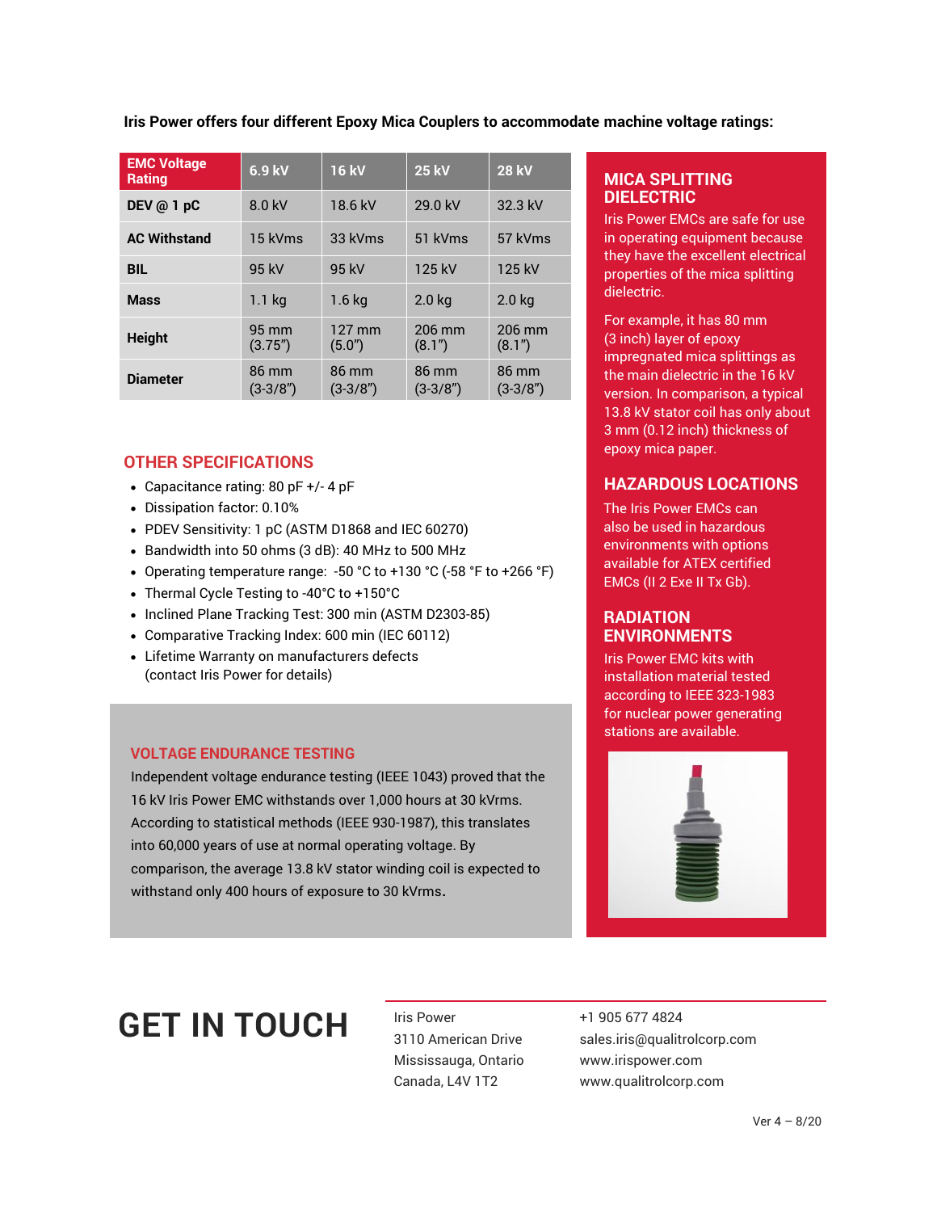**Iris Power offers four different Epoxy Mica Couplers to accommodate machine voltage ratings:**

| EMC Voltage Rating | 6.9 kV | 16 kV | 25 kV | 28 kV |
|---|---|---|---|---|
| DEV @ 1 pC | 8.0 kV | 18.6 kV | 29.0 kV | 32.3 kV |
| AC Withstand | 15 kVms | 33 kVms | 51 kVms | 57 kVms |
| BIL | 95 kV | 95 kV | 125 kV | 125 kV |
| Mass | 1.1 kg | 1.6 kg | 2.0 kg | 2.0 kg |
| Height | 95 mm (3.75") | 127 mm (5.0") | 206 mm (8.1") | 206 mm (8.1") |
| Diameter | 86 mm (3-3/8") | 86 mm (3-3/8") | 86 mm (3-3/8") | 86 mm (3-3/8") |

## OTHER SPECIFICATIONS

- Capacitance rating: 80 pF +/- 4 pF
- Dissipation factor: 0.10%
- PDEV Sensitivity: 1 pC (ASTM D1868 and IEC 60270)
- Bandwidth into 50 ohms (3 dB): 40 MHz to 500 MHz
- Operating temperature range: -50 °C to +130 °C (-58 °F to +266 °F)
- Thermal Cycle Testing to -40°C to +150°C
- Inclined Plane Tracking Test: 300 min (ASTM D2303-85)
- Comparative Tracking Index: 600 min (IEC 60112)
- Lifetime Warranty on manufacturers defects (contact Iris Power for details)

### VOLTAGE ENDURANCE TESTING

Independent voltage endurance testing (IEEE 1043) proved that the 16 kV Iris Power EMC withstands over 1,000 hours at 30 kVrms. According to statistical methods (IEEE 930-1987), this translates into 60,000 years of use at normal operating voltage. By comparison, the average 13.8 kV stator winding coil is expected to withstand only 400 hours of exposure to 30 kVrms.

## MICA SPLITTING DIELECTRIC

Iris Power EMCs are safe for use in operating equipment because they have the excellent electrical properties of the mica splitting dielectric.

For example, it has 80 mm (3 inch) layer of epoxy impregnated mica splittings as the main dielectric in the 16 kV version. In comparison, a typical 13.8 kV stator coil has only about 3 mm (0.12 inch) thickness of epoxy mica paper.

## HAZARDOUS LOCATIONS

The Iris Power EMCs can also be used in hazardous environments with options available for ATEX certified EMCs (II 2 Exe II Tx Gb).

## RADIATION ENVIRONMENTS

Iris Power EMC kits with installation material tested according to IEEE 323-1983 for nuclear power generating stations are available.

# GET IN TOUCH

Iris Power
3110 American Drive
Mississauga, Ontario
Canada, L4V 1T2

+1 905 677 4824
sales.iris@qualitrolcorp.com
www.irispower.com
www.qualitrolcorp.com

Ver 4 – 8/20